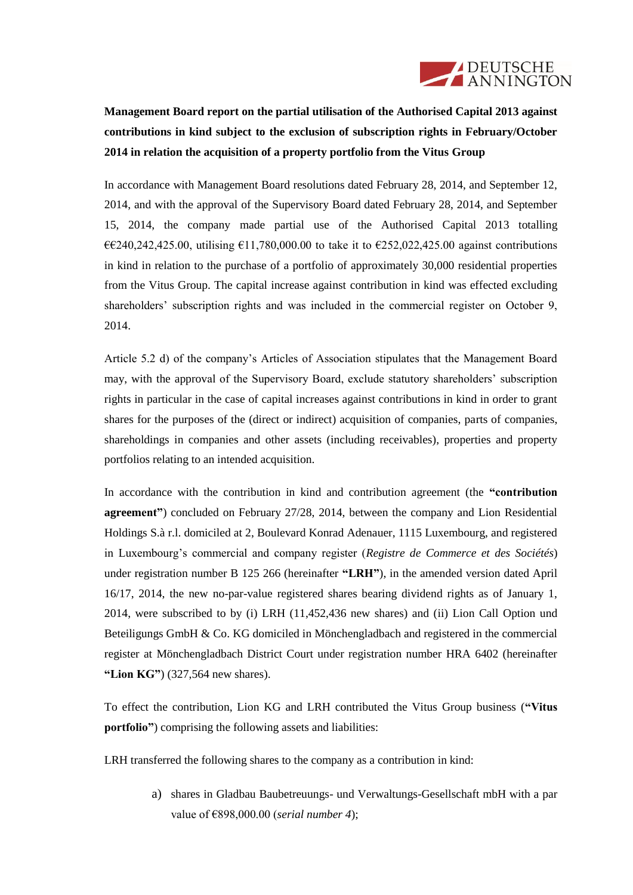**Management Board report on the partial utilisation of the Authorised Capital 2013 against contributions in kind subject to the exclusion of subscription rights in February/October 2014 in relation the acquisition of a property portfolio from the Vitus Group**

In accordance with Management Board resolutions dated February 28, 2014, and September 12, 2014, and with the approval of the Supervisory Board dated February 28, 2014, and September 15, 2014, the company made partial use of the Authorised Capital 2013 totalling €€240,242,425.00, utilising €11,780,000.00 to take it to €252,022,425.00 against contributions in kind in relation to the purchase of a portfolio of approximately 30,000 residential properties from the Vitus Group. The capital increase against contribution in kind was effected excluding shareholders' subscription rights and was included in the commercial register on October 9, 2014.

Article 5.2 d) of the company's Articles of Association stipulates that the Management Board may, with the approval of the Supervisory Board, exclude statutory shareholders' subscription rights in particular in the case of capital increases against contributions in kind in order to grant shares for the purposes of the (direct or indirect) acquisition of companies, parts of companies, shareholdings in companies and other assets (including receivables), properties and property portfolios relating to an intended acquisition.

In accordance with the contribution in kind and contribution agreement (the **"contribution agreement"**) concluded on February 27/28, 2014, between the company and Lion Residential Holdings S.à r.l. domiciled at 2, Boulevard Konrad Adenauer, 1115 Luxembourg, and registered in Luxembourg's commercial and company register (*Registre de Commerce et des Sociétés*) under registration number B 125 266 (hereinafter **"LRH"**), in the amended version dated April 16/17, 2014, the new no-par-value registered shares bearing dividend rights as of January 1, 2014, were subscribed to by (i) LRH (11,452,436 new shares) and (ii) Lion Call Option und Beteiligungs GmbH & Co. KG domiciled in Mönchengladbach and registered in the commercial register at Mönchengladbach District Court under registration number HRA 6402 (hereinafter **"Lion KG"**) (327,564 new shares).

To effect the contribution, Lion KG and LRH contributed the Vitus Group business (**"Vitus portfolio"**) comprising the following assets and liabilities:

LRH transferred the following shares to the company as a contribution in kind:

a) shares in Gladbau Baubetreuungs- und Verwaltungs-Gesellschaft mbH with a par value of €898,000.00 (*serial number 4*);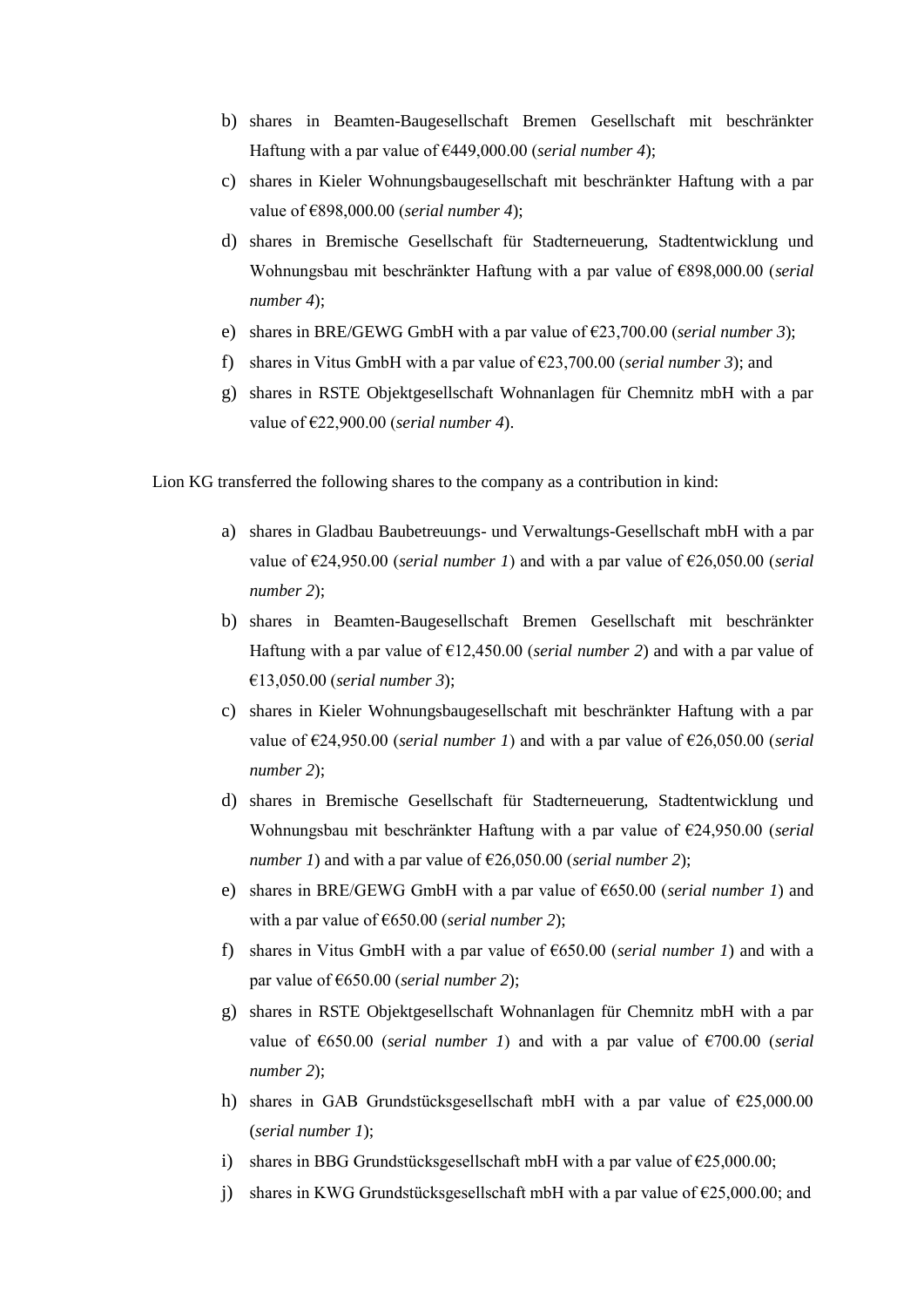b) shares in Beamten-Baugesellschaft Bremen Gesellschaft mit beschränkter Haftung with a par value of €449,000.00 (*serial number 4*);
c) shares in Kieler Wohnungsbaugesellschaft mit beschränkter Haftung with a par value of €898,000.00 (*serial number 4*);
d) shares in Bremische Gesellschaft für Stadterneuerung, Stadtentwicklung und Wohnungsbau mit beschränkter Haftung with a par value of €898,000.00 (*serial number 4*);
e) shares in BRE/GEWG GmbH with a par value of €23,700.00 (*serial number 3*);
f) shares in Vitus GmbH with a par value of €23,700.00 (*serial number 3*); and
g) shares in RSTE Objektgesellschaft Wohnanlagen für Chemnitz mbH with a par value of €22,900.00 (*serial number 4*).

Lion KG transferred the following shares to the company as a contribution in kind:

a) shares in Gladbau Baubetreuungs- und Verwaltungs-Gesellschaft mbH with a par value of €24,950.00 (*serial number 1*) and with a par value of €26,050.00 (*serial number 2*);
b) shares in Beamten-Baugesellschaft Bremen Gesellschaft mit beschränkter Haftung with a par value of €12,450.00 (*serial number 2*) and with a par value of €13,050.00 (*serial number 3*);
c) shares in Kieler Wohnungsbaugesellschaft mit beschränkter Haftung with a par value of €24,950.00 (*serial number 1*) and with a par value of €26,050.00 (*serial number 2*);
d) shares in Bremische Gesellschaft für Stadterneuerung, Stadtentwicklung und Wohnungsbau mit beschränkter Haftung with a par value of €24,950.00 (*serial number 1*) and with a par value of €26,050.00 (*serial number 2*);
e) shares in BRE/GEWG GmbH with a par value of €650.00 (*serial number 1*) and with a par value of €650.00 (*serial number 2*);
f) shares in Vitus GmbH with a par value of €650.00 (*serial number 1*) and with a par value of €650.00 (*serial number 2*);
g) shares in RSTE Objektgesellschaft Wohnanlagen für Chemnitz mbH with a par value of €650.00 (*serial number 1*) and with a par value of €700.00 (*serial number 2*);
h) shares in GAB Grundstücksgesellschaft mbH with a par value of €25,000.00 (*serial number 1*);
i) shares in BBG Grundstücksgesellschaft mbH with a par value of €25,000.00;
j) shares in KWG Grundstücksgesellschaft mbH with a par value of €25,000.00; and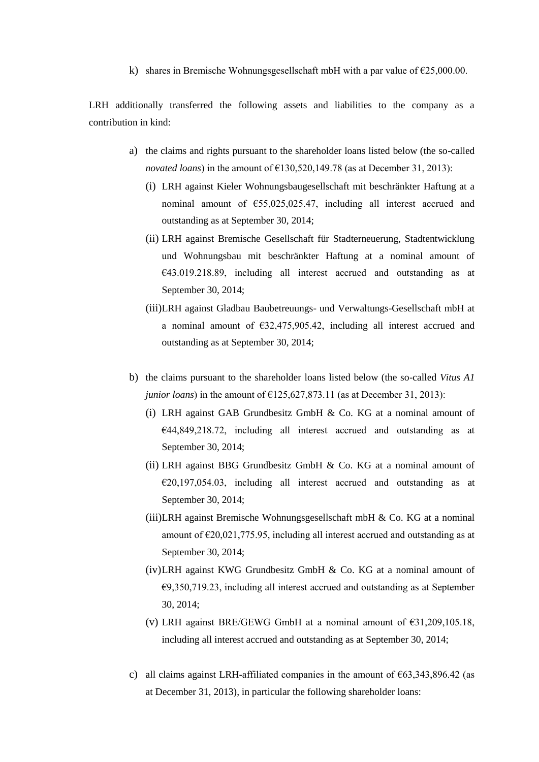k) shares in Bremische Wohnungsgesellschaft mbH with a par value of €25,000.00.

LRH additionally transferred the following assets and liabilities to the company as a contribution in kind:

a) the claims and rights pursuant to the shareholder loans listed below (the so-called *novated loans*) in the amount of €130,520,149.78 (as at December 31, 2013):
   (i) LRH against Kieler Wohnungsbaugesellschaft mit beschränkter Haftung at a nominal amount of €55,025,025.47, including all interest accrued and outstanding as at September 30, 2014;
   (ii) LRH against Bremische Gesellschaft für Stadterneuerung, Stadtentwicklung und Wohnungsbau mit beschränkter Haftung at a nominal amount of €43.019.218.89, including all interest accrued and outstanding as at September 30, 2014;
   (iii) LRH against Gladbau Baubetreuungs- und Verwaltungs-Gesellschaft mbH at a nominal amount of €32,475,905.42, including all interest accrued and outstanding as at September 30, 2014;

b) the claims pursuant to the shareholder loans listed below (the so-called *Vitus A1 junior loans*) in the amount of €125,627,873.11 (as at December 31, 2013):
   (i) LRH against GAB Grundbesitz GmbH & Co. KG at a nominal amount of €44,849,218.72, including all interest accrued and outstanding as at September 30, 2014;
   (ii) LRH against BBG Grundbesitz GmbH & Co. KG at a nominal amount of €20,197,054.03, including all interest accrued and outstanding as at September 30, 2014;
   (iii) LRH against Bremische Wohnungsgesellschaft mbH & Co. KG at a nominal amount of €20,021,775.95, including all interest accrued and outstanding as at September 30, 2014;
   (iv) LRH against KWG Grundbesitz GmbH & Co. KG at a nominal amount of €9,350,719.23, including all interest accrued and outstanding as at September 30, 2014;
   (v) LRH against BRE/GEWG GmbH at a nominal amount of €31,209,105.18, including all interest accrued and outstanding as at September 30, 2014;

c) all claims against LRH-affiliated companies in the amount of €63,343,896.42 (as at December 31, 2013), in particular the following shareholder loans: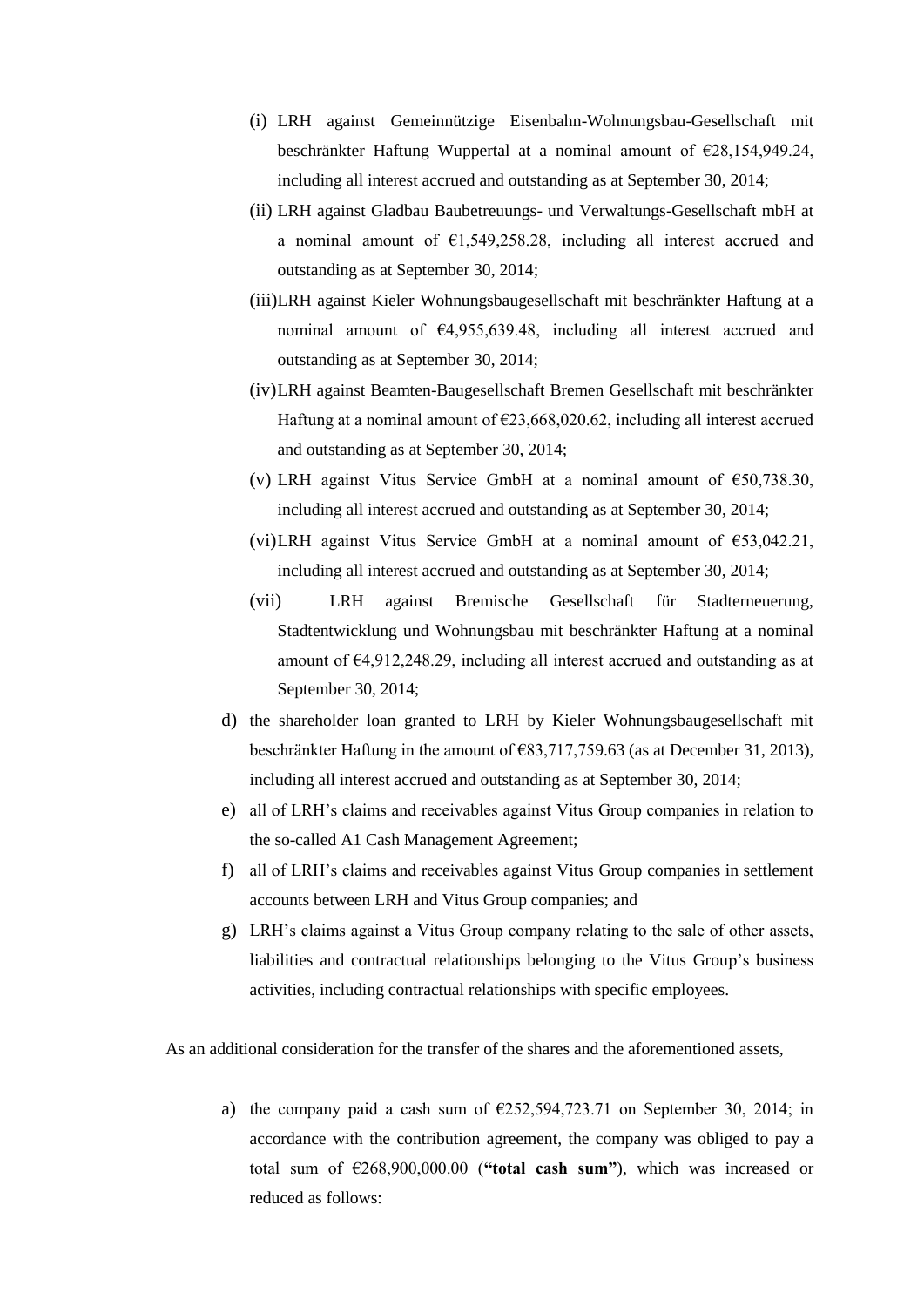(i) LRH against Gemeinnützige Eisenbahn-Wohnungsbau-Gesellschaft mit beschränkter Haftung Wuppertal at a nominal amount of €28,154,949.24, including all interest accrued and outstanding as at September 30, 2014;

(ii) LRH against Gladbau Baubetreuungs- und Verwaltungs-Gesellschaft mbH at a nominal amount of €1,549,258.28, including all interest accrued and outstanding as at September 30, 2014;

(iii) LRH against Kieler Wohnungsbaugesellschaft mit beschränkter Haftung at a nominal amount of €4,955,639.48, including all interest accrued and outstanding as at September 30, 2014;

(iv) LRH against Beamten-Baugesellschaft Bremen Gesellschaft mit beschränkter Haftung at a nominal amount of €23,668,020.62, including all interest accrued and outstanding as at September 30, 2014;

(v) LRH against Vitus Service GmbH at a nominal amount of €50,738.30, including all interest accrued and outstanding as at September 30, 2014;

(vi) LRH against Vitus Service GmbH at a nominal amount of €53,042.21, including all interest accrued and outstanding as at September 30, 2014;

(vii) LRH against Bremische Gesellschaft für Stadterneuerung, Stadtentwicklung und Wohnungsbau mit beschränkter Haftung at a nominal amount of €4,912,248.29, including all interest accrued and outstanding as at September 30, 2014;

d) the shareholder loan granted to LRH by Kieler Wohnungsbaugesellschaft mit beschränkter Haftung in the amount of €83,717,759.63 (as at December 31, 2013), including all interest accrued and outstanding as at September 30, 2014;

e) all of LRH's claims and receivables against Vitus Group companies in relation to the so-called A1 Cash Management Agreement;

f) all of LRH's claims and receivables against Vitus Group companies in settlement accounts between LRH and Vitus Group companies; and

g) LRH's claims against a Vitus Group company relating to the sale of other assets, liabilities and contractual relationships belonging to the Vitus Group's business activities, including contractual relationships with specific employees.

As an additional consideration for the transfer of the shares and the aforementioned assets,

a) the company paid a cash sum of €252,594,723.71 on September 30, 2014; in accordance with the contribution agreement, the company was obliged to pay a total sum of €268,900,000.00 (**"total cash sum"**), which was increased or reduced as follows: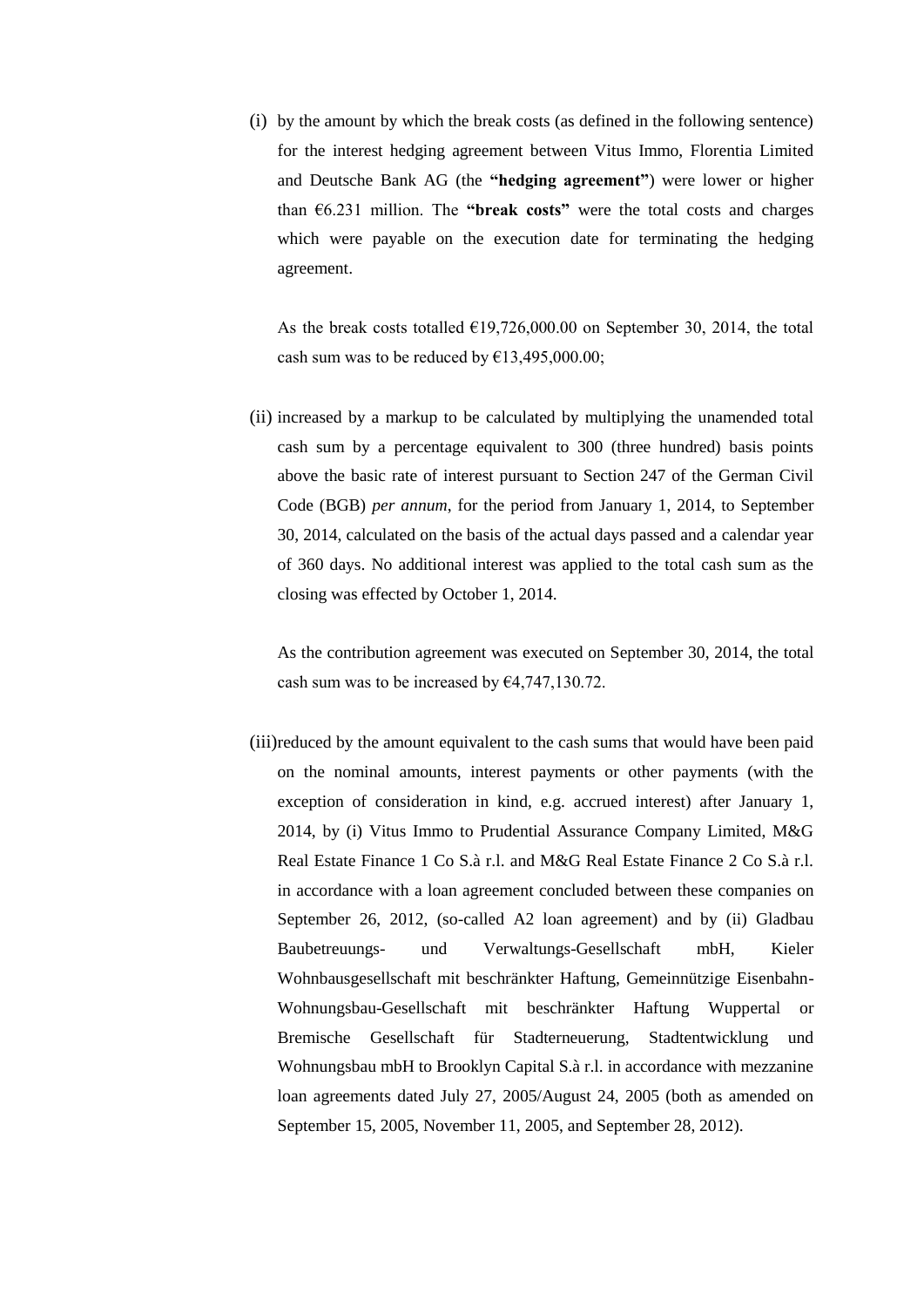(i) by the amount by which the break costs (as defined in the following sentence) for the interest hedging agreement between Vitus Immo, Florentia Limited and Deutsche Bank AG (the **"hedging agreement"**) were lower or higher than €6.231 million. The **"break costs"** were the total costs and charges which were payable on the execution date for terminating the hedging agreement.

   As the break costs totalled €19,726,000.00 on September 30, 2014, the total cash sum was to be reduced by €13,495,000.00;

(ii) increased by a markup to be calculated by multiplying the unamended total cash sum by a percentage equivalent to 300 (three hundred) basis points above the basic rate of interest pursuant to Section 247 of the German Civil Code (BGB) *per annum*, for the period from January 1, 2014, to September 30, 2014, calculated on the basis of the actual days passed and a calendar year of 360 days. No additional interest was applied to the total cash sum as the closing was effected by October 1, 2014.

   As the contribution agreement was executed on September 30, 2014, the total cash sum was to be increased by €4,747,130.72.

(iii) reduced by the amount equivalent to the cash sums that would have been paid on the nominal amounts, interest payments or other payments (with the exception of consideration in kind, e.g. accrued interest) after January 1, 2014, by (i) Vitus Immo to Prudential Assurance Company Limited, M&G Real Estate Finance 1 Co S.à r.l. and M&G Real Estate Finance 2 Co S.à r.l. in accordance with a loan agreement concluded between these companies on September 26, 2012, (so-called A2 loan agreement) and by (ii) Gladbau Baubetreuungs- und Verwaltungs-Gesellschaft mbH, Kieler Wohnbausgesellschaft mit beschränkter Haftung, Gemeinnützige Eisenbahn-Wohnungsbau-Gesellschaft mit beschränkter Haftung Wuppertal or Bremische Gesellschaft für Stadterneuerung, Stadtentwicklung und Wohnungsbau mbH to Brooklyn Capital S.à r.l. in accordance with mezzanine loan agreements dated July 27, 2005/August 24, 2005 (both as amended on September 15, 2005, November 11, 2005, and September 28, 2012).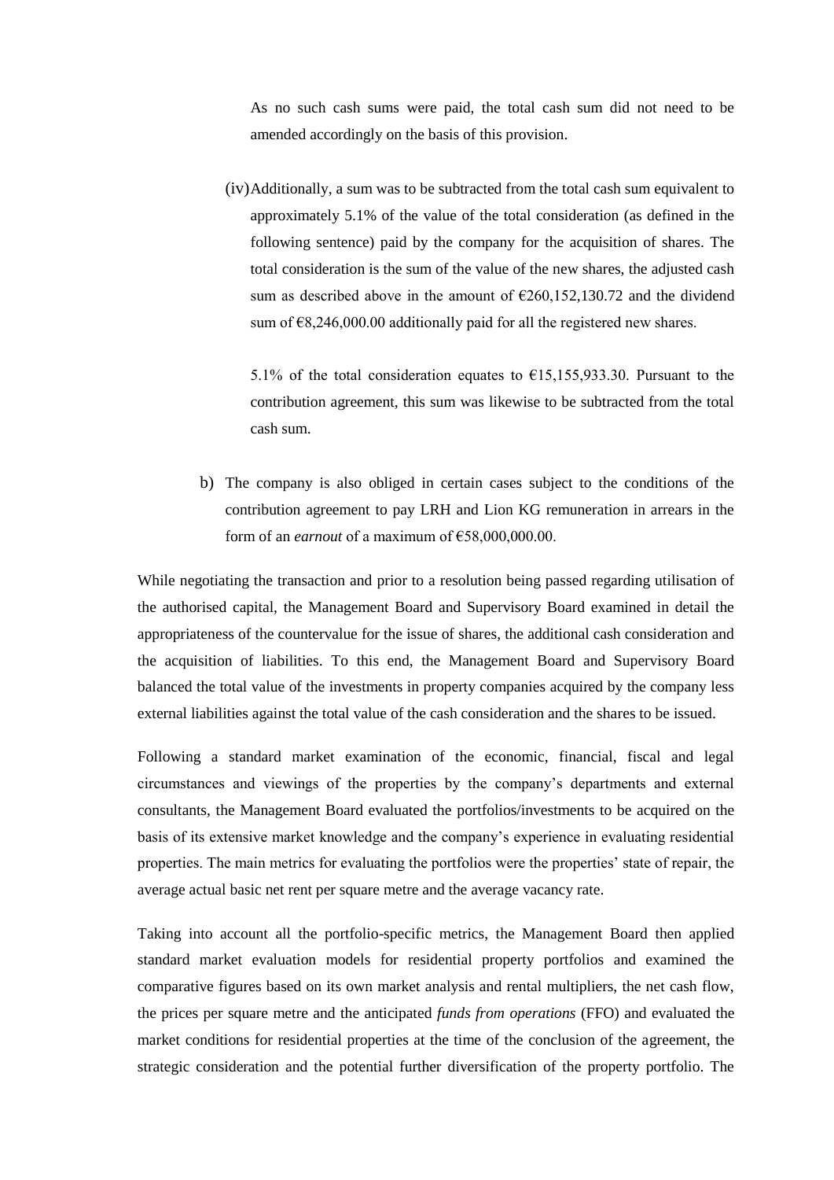As no such cash sums were paid, the total cash sum did not need to be amended accordingly on the basis of this provision.

(iv) Additionally, a sum was to be subtracted from the total cash sum equivalent to approximately 5.1% of the value of the total consideration (as defined in the following sentence) paid by the company for the acquisition of shares. The total consideration is the sum of the value of the new shares, the adjusted cash sum as described above in the amount of €260,152,130.72 and the dividend sum of €8,246,000.00 additionally paid for all the registered new shares.

5.1% of the total consideration equates to €15,155,933.30. Pursuant to the contribution agreement, this sum was likewise to be subtracted from the total cash sum.

b) The company is also obliged in certain cases subject to the conditions of the contribution agreement to pay LRH and Lion KG remuneration in arrears in the form of an *earnout* of a maximum of €58,000,000.00.

While negotiating the transaction and prior to a resolution being passed regarding utilisation of the authorised capital, the Management Board and Supervisory Board examined in detail the appropriateness of the countervalue for the issue of shares, the additional cash consideration and the acquisition of liabilities. To this end, the Management Board and Supervisory Board balanced the total value of the investments in property companies acquired by the company less external liabilities against the total value of the cash consideration and the shares to be issued.

Following a standard market examination of the economic, financial, fiscal and legal circumstances and viewings of the properties by the company's departments and external consultants, the Management Board evaluated the portfolios/investments to be acquired on the basis of its extensive market knowledge and the company's experience in evaluating residential properties. The main metrics for evaluating the portfolios were the properties' state of repair, the average actual basic net rent per square metre and the average vacancy rate.

Taking into account all the portfolio-specific metrics, the Management Board then applied standard market evaluation models for residential property portfolios and examined the comparative figures based on its own market analysis and rental multipliers, the net cash flow, the prices per square metre and the anticipated *funds from operations* (FFO) and evaluated the market conditions for residential properties at the time of the conclusion of the agreement, the strategic consideration and the potential further diversification of the property portfolio. The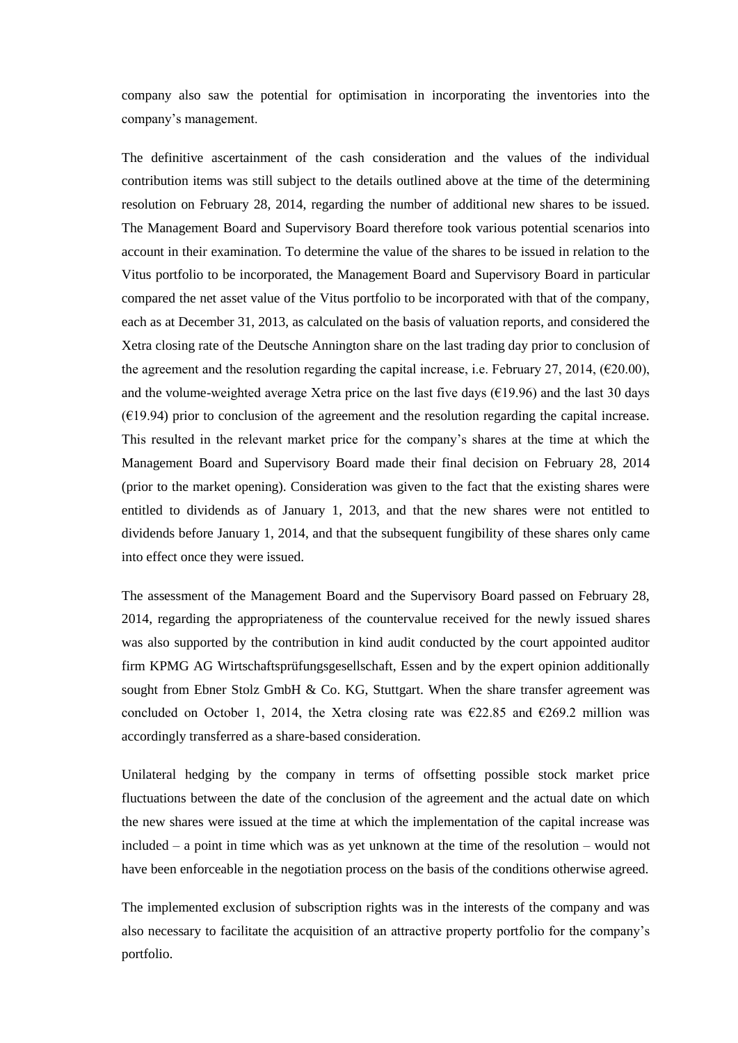company also saw the potential for optimisation in incorporating the inventories into the company's management.

The definitive ascertainment of the cash consideration and the values of the individual contribution items was still subject to the details outlined above at the time of the determining resolution on February 28, 2014, regarding the number of additional new shares to be issued. The Management Board and Supervisory Board therefore took various potential scenarios into account in their examination. To determine the value of the shares to be issued in relation to the Vitus portfolio to be incorporated, the Management Board and Supervisory Board in particular compared the net asset value of the Vitus portfolio to be incorporated with that of the company, each as at December 31, 2013, as calculated on the basis of valuation reports, and considered the Xetra closing rate of the Deutsche Annington share on the last trading day prior to conclusion of the agreement and the resolution regarding the capital increase, i.e. February 27, 2014, (€20.00), and the volume-weighted average Xetra price on the last five days (€19.96) and the last 30 days (€19.94) prior to conclusion of the agreement and the resolution regarding the capital increase. This resulted in the relevant market price for the company's shares at the time at which the Management Board and Supervisory Board made their final decision on February 28, 2014 (prior to the market opening). Consideration was given to the fact that the existing shares were entitled to dividends as of January 1, 2013, and that the new shares were not entitled to dividends before January 1, 2014, and that the subsequent fungibility of these shares only came into effect once they were issued.

The assessment of the Management Board and the Supervisory Board passed on February 28, 2014, regarding the appropriateness of the countervalue received for the newly issued shares was also supported by the contribution in kind audit conducted by the court appointed auditor firm KPMG AG Wirtschaftsprüfungsgesellschaft, Essen and by the expert opinion additionally sought from Ebner Stolz GmbH & Co. KG, Stuttgart. When the share transfer agreement was concluded on October 1, 2014, the Xetra closing rate was €22.85 and €269.2 million was accordingly transferred as a share-based consideration.

Unilateral hedging by the company in terms of offsetting possible stock market price fluctuations between the date of the conclusion of the agreement and the actual date on which the new shares were issued at the time at which the implementation of the capital increase was included – a point in time which was as yet unknown at the time of the resolution – would not have been enforceable in the negotiation process on the basis of the conditions otherwise agreed.

The implemented exclusion of subscription rights was in the interests of the company and was also necessary to facilitate the acquisition of an attractive property portfolio for the company's portfolio.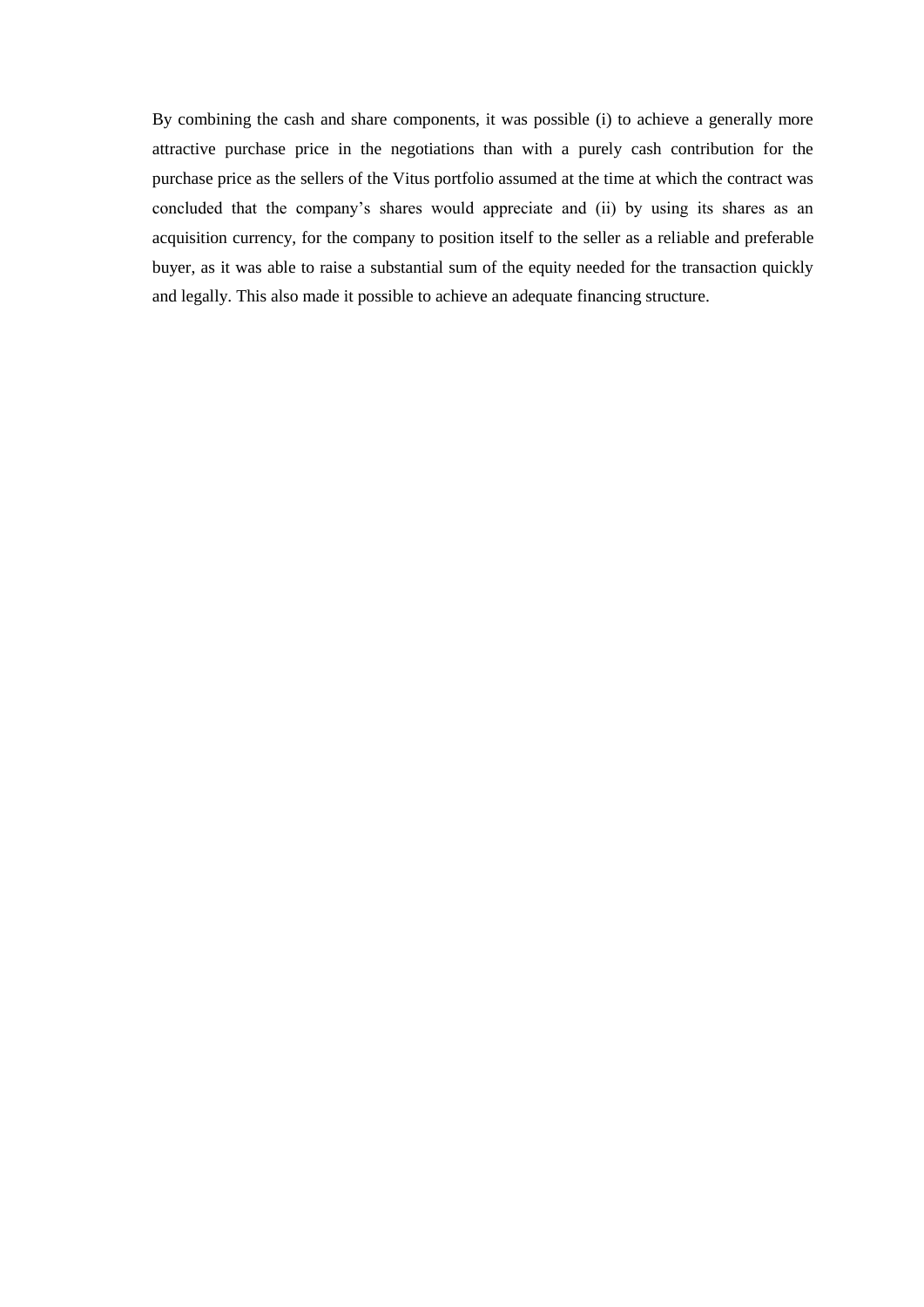By combining the cash and share components, it was possible (i) to achieve a generally more attractive purchase price in the negotiations than with a purely cash contribution for the purchase price as the sellers of the Vitus portfolio assumed at the time at which the contract was concluded that the company's shares would appreciate and (ii) by using its shares as an acquisition currency, for the company to position itself to the seller as a reliable and preferable buyer, as it was able to raise a substantial sum of the equity needed for the transaction quickly and legally. This also made it possible to achieve an adequate financing structure.